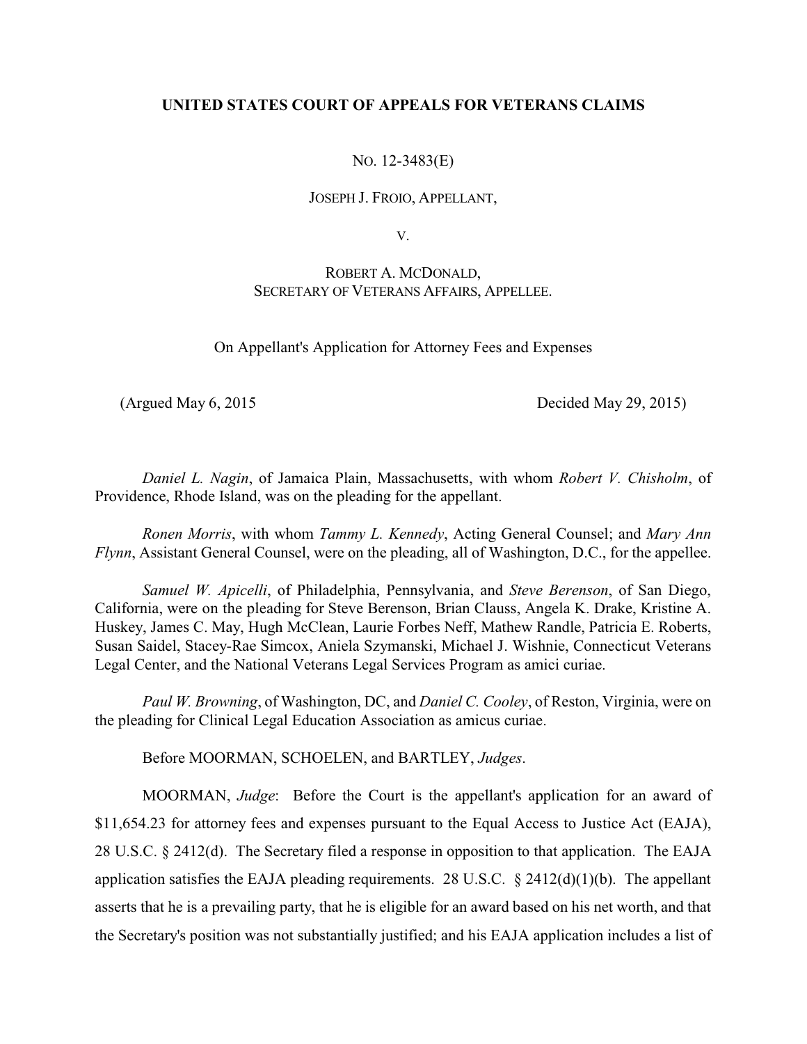**UNITED STATES COURT OF APPEALS FOR VETERANS CLAIMS**

NO. 12-3483(E)

JOSEPH J. FROIO, APPELLANT,

V.

ROBERT A. MCDONALD,
SECRETARY OF VETERANS AFFAIRS, APPELLEE.

On Appellant's Application for Attorney Fees and Expenses

(Argued May 6, 2015 Decided May 29, 2015)

*Daniel L. Nagin*, of Jamaica Plain, Massachusetts, with whom *Robert V. Chisholm*, of Providence, Rhode Island, was on the pleading for the appellant.

*Ronen Morris*, with whom *Tammy L. Kennedy*, Acting General Counsel; and *Mary Ann Flynn*, Assistant General Counsel, were on the pleading, all of Washington, D.C., for the appellee.

*Samuel W. Apicelli*, of Philadelphia, Pennsylvania, and *Steve Berenson*, of San Diego, California, were on the pleading for Steve Berenson, Brian Clauss, Angela K. Drake, Kristine A. Huskey, James C. May, Hugh McClean, Laurie Forbes Neff, Mathew Randle, Patricia E. Roberts, Susan Saidel, Stacey-Rae Simcox, Aniela Szymanski, Michael J. Wishnie, Connecticut Veterans Legal Center, and the National Veterans Legal Services Program as amici curiae.

*Paul W. Browning*, of Washington, DC, and *Daniel C. Cooley*, of Reston, Virginia, were on the pleading for Clinical Legal Education Association as amicus curiae.

Before MOORMAN, SCHOELEN, and BARTLEY, *Judges*.

MOORMAN, *Judge*: Before the Court is the appellant's application for an award of $11,654.23 for attorney fees and expenses pursuant to the Equal Access to Justice Act (EAJA), 28 U.S.C. § 2412(d). The Secretary filed a response in opposition to that application. The EAJA application satisfies the EAJA pleading requirements. 28 U.S.C. § 2412(d)(1)(b). The appellant asserts that he is a prevailing party, that he is eligible for an award based on his net worth, and that the Secretary's position was not substantially justified; and his EAJA application includes a list of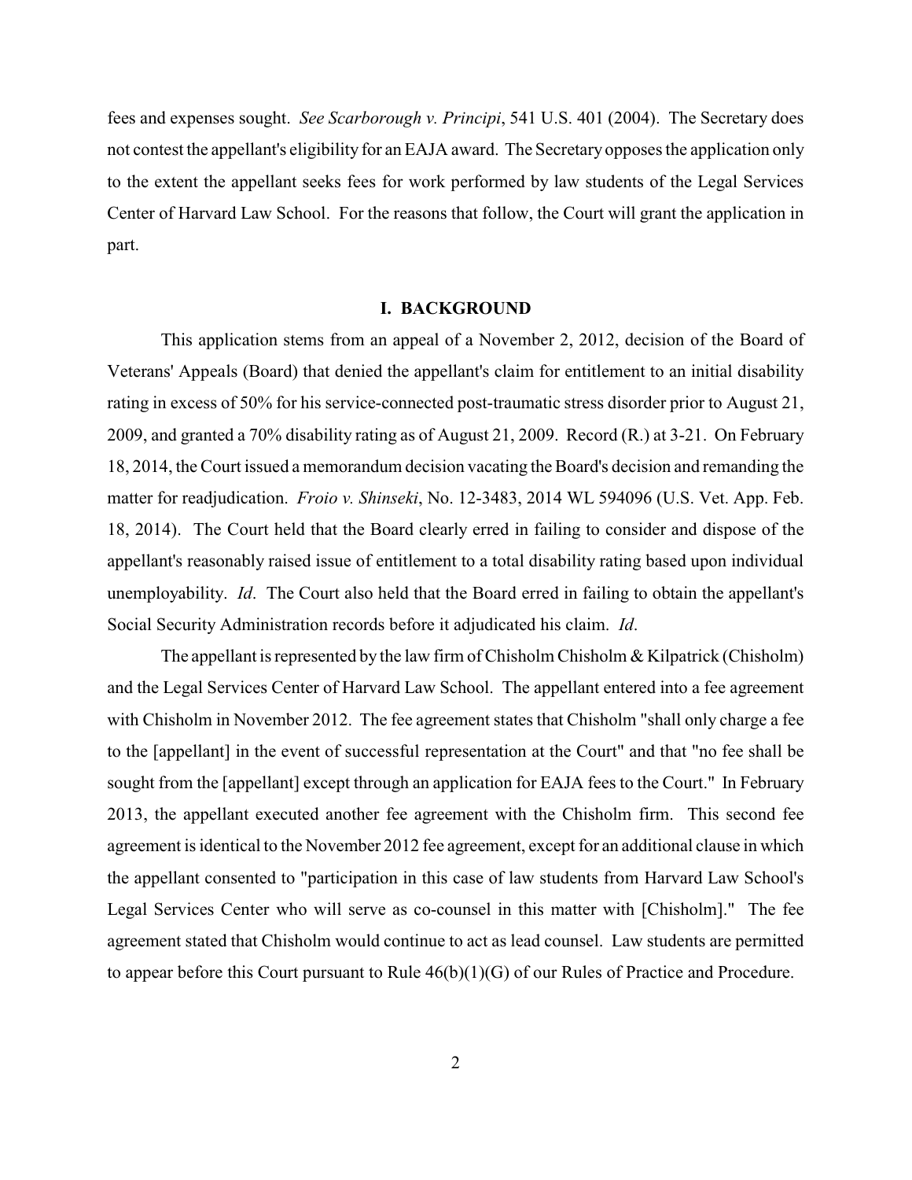fees and expenses sought. *See Scarborough v. Principi*, 541 U.S. 401 (2004). The Secretary does not contest the appellant's eligibility for an EAJA award. The Secretary opposes the application only to the extent the appellant seeks fees for work performed by law students of the Legal Services Center of Harvard Law School. For the reasons that follow, the Court will grant the application in part.

## I. BACKGROUND

This application stems from an appeal of a November 2, 2012, decision of the Board of Veterans' Appeals (Board) that denied the appellant's claim for entitlement to an initial disability rating in excess of 50% for his service-connected post-traumatic stress disorder prior to August 21, 2009, and granted a 70% disability rating as of August 21, 2009. Record (R.) at 3-21. On February 18, 2014, the Court issued a memorandum decision vacating the Board's decision and remanding the matter for readjudication. *Froio v. Shinseki*, No. 12-3483, 2014 WL 594096 (U.S. Vet. App. Feb. 18, 2014). The Court held that the Board clearly erred in failing to consider and dispose of the appellant's reasonably raised issue of entitlement to a total disability rating based upon individual unemployability. *Id*. The Court also held that the Board erred in failing to obtain the appellant's Social Security Administration records before it adjudicated his claim. *Id*.

The appellant is represented by the law firm of Chisholm Chisholm & Kilpatrick (Chisholm) and the Legal Services Center of Harvard Law School. The appellant entered into a fee agreement with Chisholm in November 2012. The fee agreement states that Chisholm "shall only charge a fee to the [appellant] in the event of successful representation at the Court" and that "no fee shall be sought from the [appellant] except through an application for EAJA fees to the Court." In February 2013, the appellant executed another fee agreement with the Chisholm firm. This second fee agreement is identical to the November 2012 fee agreement, except for an additional clause in which the appellant consented to "participation in this case of law students from Harvard Law School's Legal Services Center who will serve as co-counsel in this matter with [Chisholm]." The fee agreement stated that Chisholm would continue to act as lead counsel. Law students are permitted to appear before this Court pursuant to Rule 46(b)(1)(G) of our Rules of Practice and Procedure.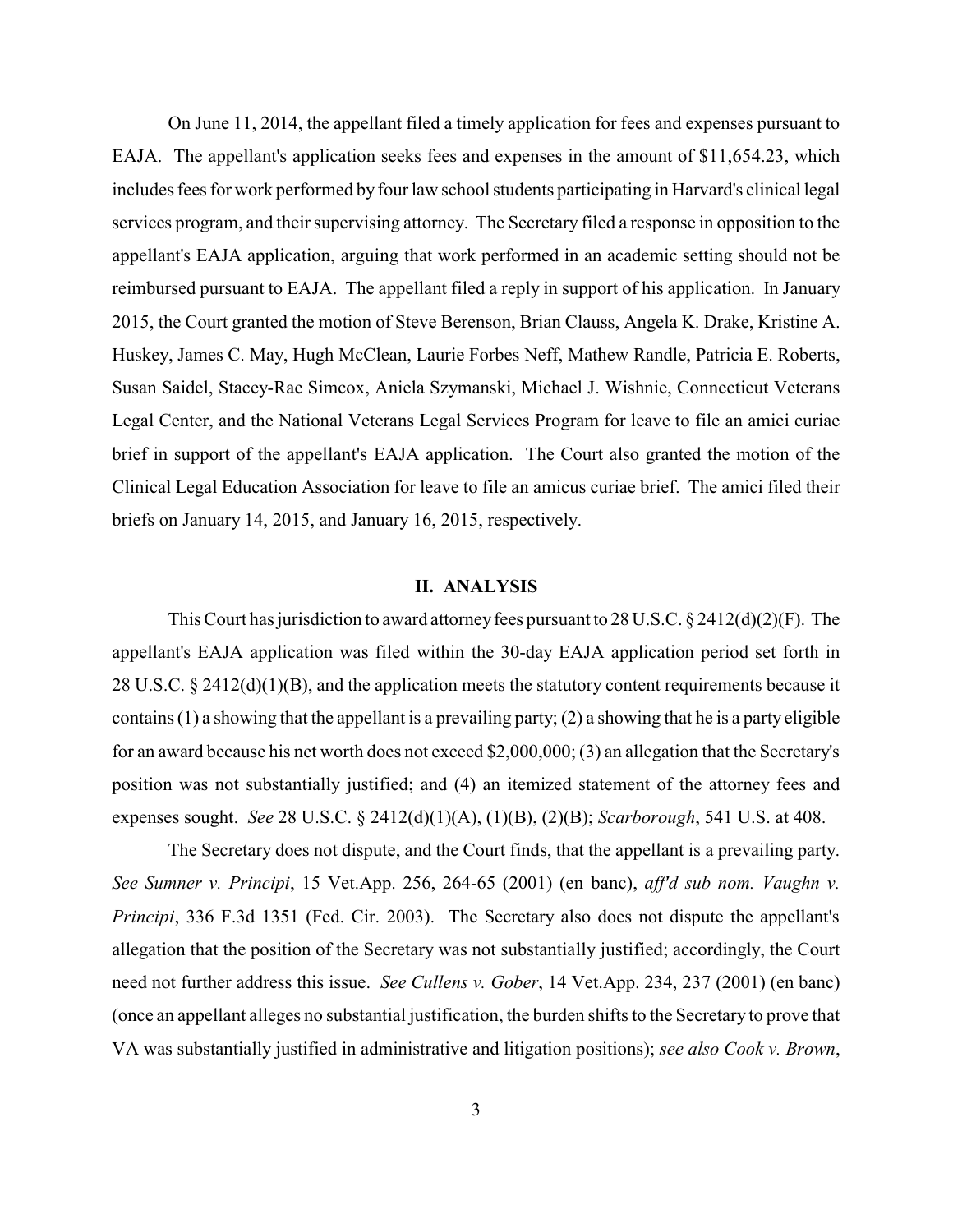On June 11, 2014, the appellant filed a timely application for fees and expenses pursuant to EAJA. The appellant's application seeks fees and expenses in the amount of $11,654.23, which includes fees for work performed by four law school students participating in Harvard's clinical legal services program, and their supervising attorney. The Secretary filed a response in opposition to the appellant's EAJA application, arguing that work performed in an academic setting should not be reimbursed pursuant to EAJA. The appellant filed a reply in support of his application. In January 2015, the Court granted the motion of Steve Berenson, Brian Clauss, Angela K. Drake, Kristine A. Huskey, James C. May, Hugh McClean, Laurie Forbes Neff, Mathew Randle, Patricia E. Roberts, Susan Saidel, Stacey-Rae Simcox, Aniela Szymanski, Michael J. Wishnie, Connecticut Veterans Legal Center, and the National Veterans Legal Services Program for leave to file an amici curiae brief in support of the appellant's EAJA application. The Court also granted the motion of the Clinical Legal Education Association for leave to file an amicus curiae brief. The amici filed their briefs on January 14, 2015, and January 16, 2015, respectively.

## II. ANALYSIS

This Court has jurisdiction to award attorney fees pursuant to 28 U.S.C. § 2412(d)(2)(F). The appellant's EAJA application was filed within the 30-day EAJA application period set forth in 28 U.S.C. § 2412(d)(1)(B), and the application meets the statutory content requirements because it contains (1) a showing that the appellant is a prevailing party; (2) a showing that he is a party eligible for an award because his net worth does not exceed $2,000,000; (3) an allegation that the Secretary's position was not substantially justified; and (4) an itemized statement of the attorney fees and expenses sought. *See* 28 U.S.C. § 2412(d)(1)(A), (1)(B), (2)(B); *Scarborough*, 541 U.S. at 408.

The Secretary does not dispute, and the Court finds, that the appellant is a prevailing party. *See Sumner v. Principi*, 15 Vet.App. 256, 264-65 (2001) (en banc), *aff'd sub nom. Vaughn v. Principi*, 336 F.3d 1351 (Fed. Cir. 2003). The Secretary also does not dispute the appellant's allegation that the position of the Secretary was not substantially justified; accordingly, the Court need not further address this issue. *See Cullens v. Gober*, 14 Vet.App. 234, 237 (2001) (en banc) (once an appellant alleges no substantial justification, the burden shifts to the Secretary to prove that VA was substantially justified in administrative and litigation positions); *see also Cook v. Brown*,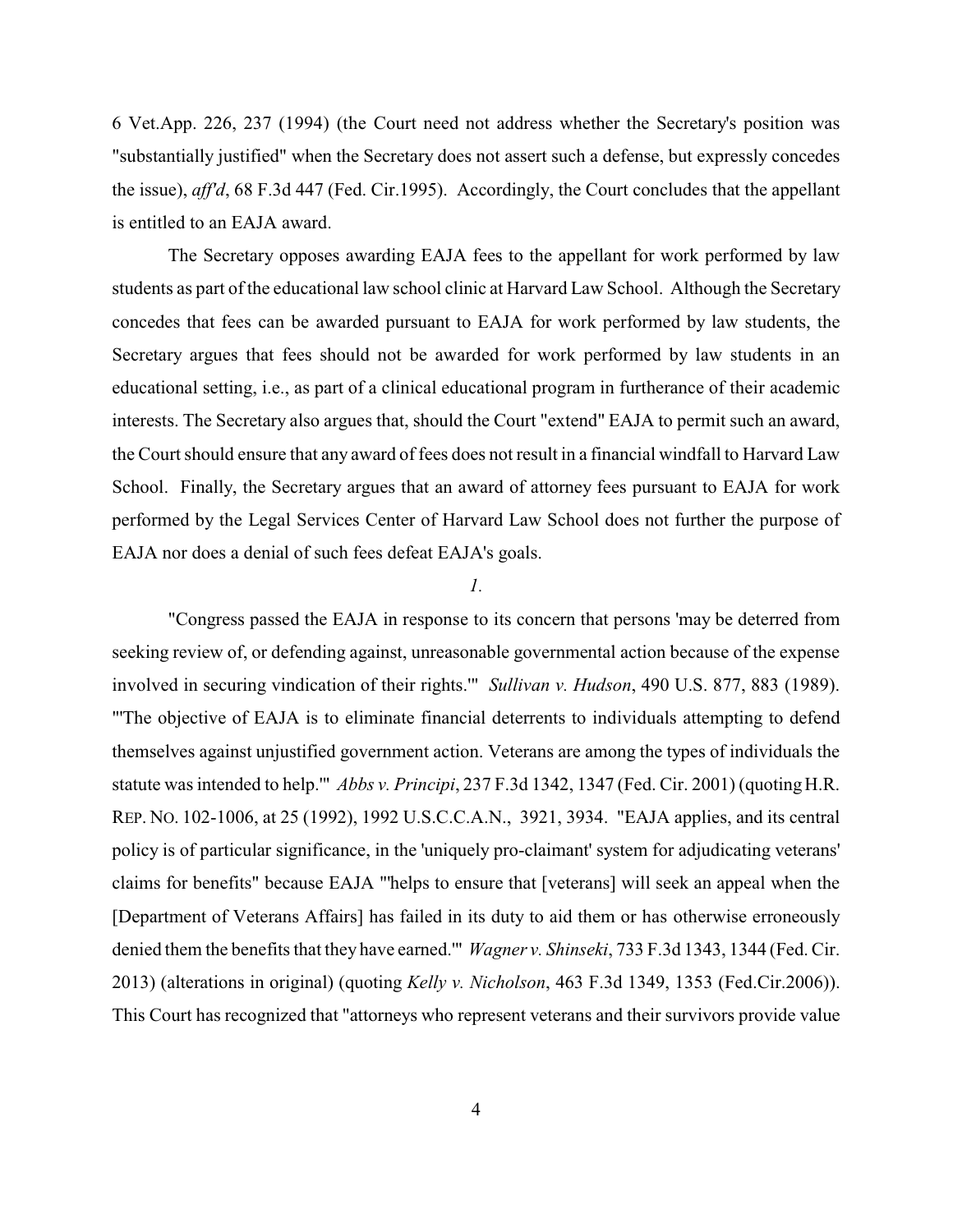6 Vet.App. 226, 237 (1994) (the Court need not address whether the Secretary's position was "substantially justified" when the Secretary does not assert such a defense, but expressly concedes the issue), *aff'd*, 68 F.3d 447 (Fed. Cir.1995). Accordingly, the Court concludes that the appellant is entitled to an EAJA award.

The Secretary opposes awarding EAJA fees to the appellant for work performed by law students as part of the educational law school clinic at Harvard Law School. Although the Secretary concedes that fees can be awarded pursuant to EAJA for work performed by law students, the Secretary argues that fees should not be awarded for work performed by law students in an educational setting, i.e., as part of a clinical educational program in furtherance of their academic interests. The Secretary also argues that, should the Court "extend" EAJA to permit such an award, the Court should ensure that any award of fees does not result in a financial windfall to Harvard Law School. Finally, the Secretary argues that an award of attorney fees pursuant to EAJA for work performed by the Legal Services Center of Harvard Law School does not further the purpose of EAJA nor does a denial of such fees defeat EAJA's goals.

*1.*

"Congress passed the EAJA in response to its concern that persons 'may be deterred from seeking review of, or defending against, unreasonable governmental action because of the expense involved in securing vindication of their rights.'" *Sullivan v. Hudson*, 490 U.S. 877, 883 (1989). "'The objective of EAJA is to eliminate financial deterrents to individuals attempting to defend themselves against unjustified government action. Veterans are among the types of individuals the statute was intended to help.'" *Abbs v. Principi*, 237 F.3d 1342, 1347 (Fed. Cir. 2001) (quoting H.R. REP. NO. 102-1006, at 25 (1992), 1992 U.S.C.C.A.N., 3921, 3934. "EAJA applies, and its central policy is of particular significance, in the 'uniquely pro-claimant' system for adjudicating veterans' claims for benefits" because EAJA "'helps to ensure that [veterans] will seek an appeal when the [Department of Veterans Affairs] has failed in its duty to aid them or has otherwise erroneously denied them the benefits that they have earned.'" *Wagner v. Shinseki*, 733 F.3d 1343, 1344 (Fed. Cir. 2013) (alterations in original) (quoting *Kelly v. Nicholson*, 463 F.3d 1349, 1353 (Fed.Cir.2006)). This Court has recognized that "attorneys who represent veterans and their survivors provide value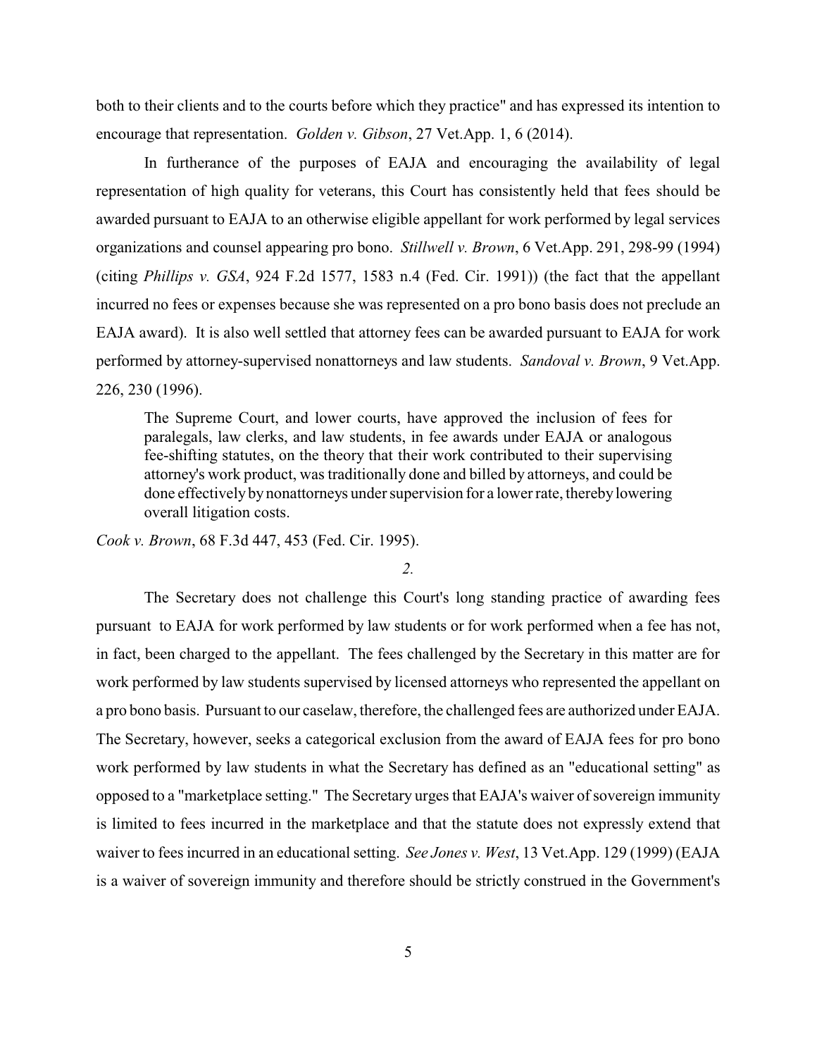both to their clients and to the courts before which they practice" and has expressed its intention to encourage that representation. *Golden v. Gibson*, 27 Vet.App. 1, 6 (2014).

In furtherance of the purposes of EAJA and encouraging the availability of legal representation of high quality for veterans, this Court has consistently held that fees should be awarded pursuant to EAJA to an otherwise eligible appellant for work performed by legal services organizations and counsel appearing pro bono. *Stillwell v. Brown*, 6 Vet.App. 291, 298-99 (1994) (citing *Phillips v. GSA*, 924 F.2d 1577, 1583 n.4 (Fed. Cir. 1991)) (the fact that the appellant incurred no fees or expenses because she was represented on a pro bono basis does not preclude an EAJA award). It is also well settled that attorney fees can be awarded pursuant to EAJA for work performed by attorney-supervised nonattorneys and law students. *Sandoval v. Brown*, 9 Vet.App. 226, 230 (1996).

> The Supreme Court, and lower courts, have approved the inclusion of fees for paralegals, law clerks, and law students, in fee awards under EAJA or analogous fee-shifting statutes, on the theory that their work contributed to their supervising attorney's work product, was traditionally done and billed by attorneys, and could be done effectively by nonattorneys under supervision for a lower rate, thereby lowering overall litigation costs.

*Cook v. Brown*, 68 F.3d 447, 453 (Fed. Cir. 1995).

*2.*

The Secretary does not challenge this Court's long standing practice of awarding fees pursuant to EAJA for work performed by law students or for work performed when a fee has not, in fact, been charged to the appellant. The fees challenged by the Secretary in this matter are for work performed by law students supervised by licensed attorneys who represented the appellant on a pro bono basis. Pursuant to our caselaw, therefore, the challenged fees are authorized under EAJA. The Secretary, however, seeks a categorical exclusion from the award of EAJA fees for pro bono work performed by law students in what the Secretary has defined as an "educational setting" as opposed to a "marketplace setting." The Secretary urges that EAJA's waiver of sovereign immunity is limited to fees incurred in the marketplace and that the statute does not expressly extend that waiver to fees incurred in an educational setting. *See Jones v. West*, 13 Vet.App. 129 (1999) (EAJA is a waiver of sovereign immunity and therefore should be strictly construed in the Government's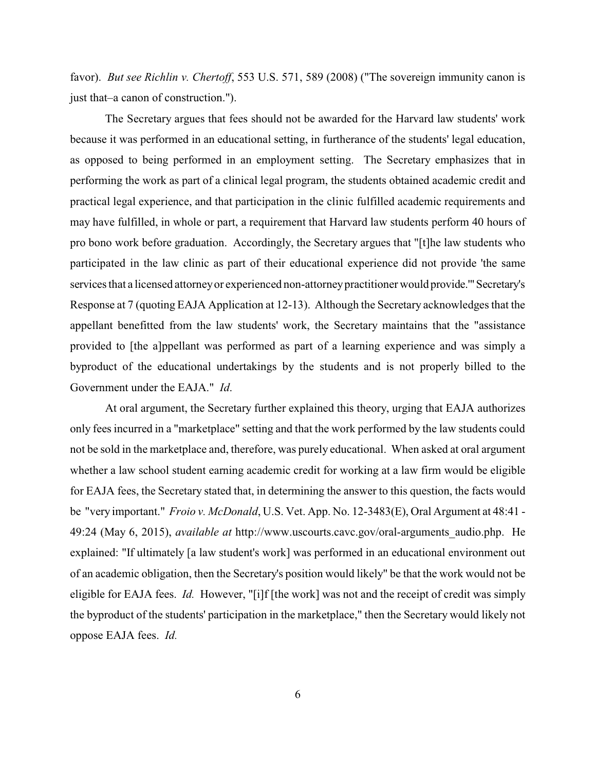favor). *But see Richlin v. Chertoff*, 553 U.S. 571, 589 (2008) ("The sovereign immunity canon is just that–a canon of construction.").

The Secretary argues that fees should not be awarded for the Harvard law students' work because it was performed in an educational setting, in furtherance of the students' legal education, as opposed to being performed in an employment setting. The Secretary emphasizes that in performing the work as part of a clinical legal program, the students obtained academic credit and practical legal experience, and that participation in the clinic fulfilled academic requirements and may have fulfilled, in whole or part, a requirement that Harvard law students perform 40 hours of pro bono work before graduation. Accordingly, the Secretary argues that "[t]he law students who participated in the law clinic as part of their educational experience did not provide 'the same services that a licensed attorney or experienced non-attorney practitioner would provide.'" Secretary's Response at 7 (quoting EAJA Application at 12-13). Although the Secretary acknowledges that the appellant benefitted from the law students' work, the Secretary maintains that the "assistance provided to [the a]ppellant was performed as part of a learning experience and was simply a byproduct of the educational undertakings by the students and is not properly billed to the Government under the EAJA." *Id.*

At oral argument, the Secretary further explained this theory, urging that EAJA authorizes only fees incurred in a "marketplace" setting and that the work performed by the law students could not be sold in the marketplace and, therefore, was purely educational. When asked at oral argument whether a law school student earning academic credit for working at a law firm would be eligible for EAJA fees, the Secretary stated that, in determining the answer to this question, the facts would be "very important." *Froio v. McDonald*, U.S. Vet. App. No. 12-3483(E), Oral Argument at 48:41 - 49:24 (May 6, 2015), *available at* http://www.uscourts.cavc.gov/oral-arguments_audio.php. He explained: "If ultimately [a law student's work] was performed in an educational environment out of an academic obligation, then the Secretary's position would likely" be that the work would not be eligible for EAJA fees. *Id.* However, "[i]f [the work] was not and the receipt of credit was simply the byproduct of the students' participation in the marketplace," then the Secretary would likely not oppose EAJA fees. *Id.*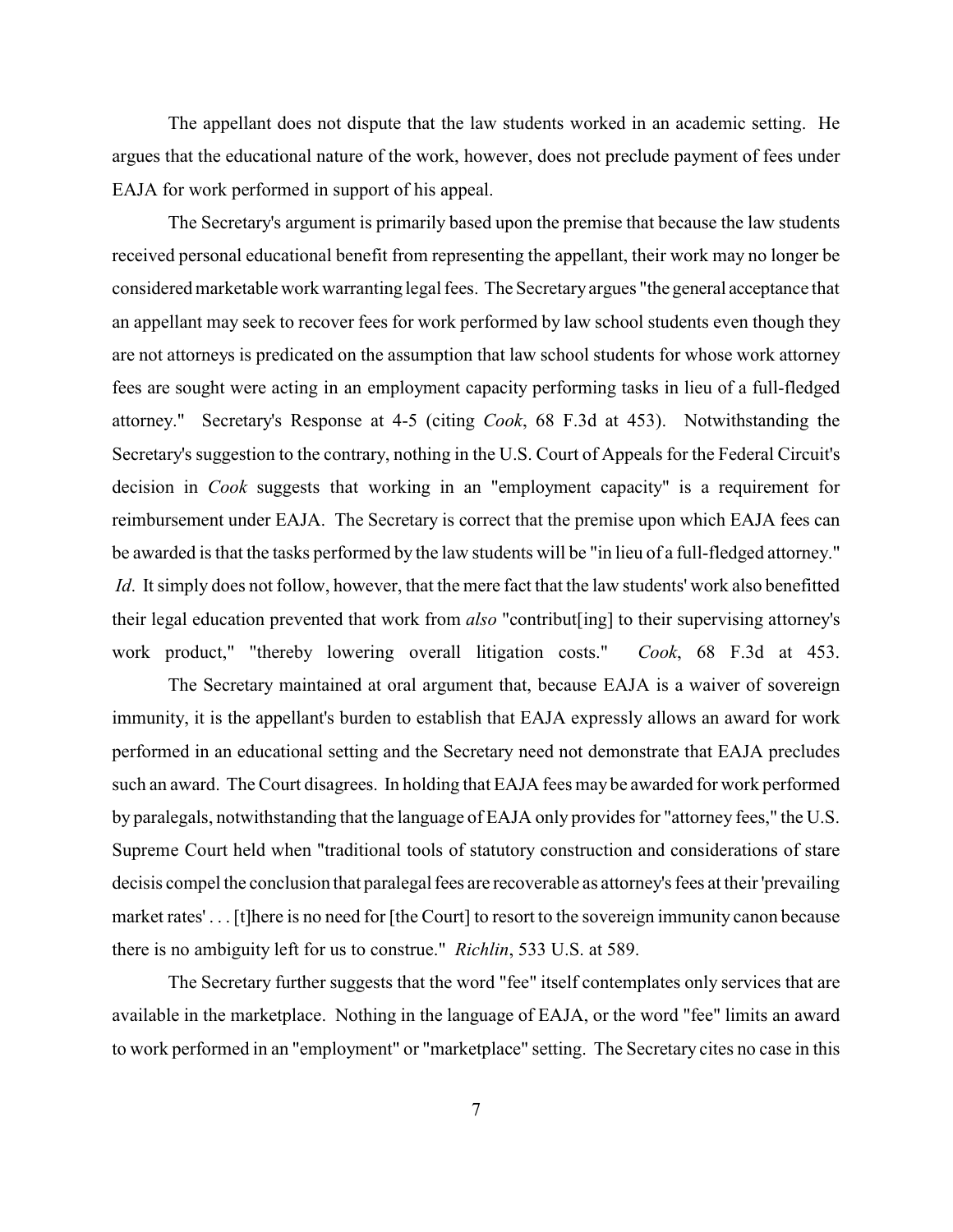The appellant does not dispute that the law students worked in an academic setting. He argues that the educational nature of the work, however, does not preclude payment of fees under EAJA for work performed in support of his appeal.

The Secretary's argument is primarily based upon the premise that because the law students received personal educational benefit from representing the appellant, their work may no longer be considered marketable work warranting legal fees. The Secretary argues "the general acceptance that an appellant may seek to recover fees for work performed by law school students even though they are not attorneys is predicated on the assumption that law school students for whose work attorney fees are sought were acting in an employment capacity performing tasks in lieu of a full-fledged attorney." Secretary's Response at 4-5 (citing *Cook*, 68 F.3d at 453). Notwithstanding the Secretary's suggestion to the contrary, nothing in the U.S. Court of Appeals for the Federal Circuit's decision in *Cook* suggests that working in an "employment capacity" is a requirement for reimbursement under EAJA. The Secretary is correct that the premise upon which EAJA fees can be awarded is that the tasks performed by the law students will be "in lieu of a full-fledged attorney." *Id*. It simply does not follow, however, that the mere fact that the law students' work also benefitted their legal education prevented that work from *also* "contribut[ing] to their supervising attorney's work product," "thereby lowering overall litigation costs." *Cook*, 68 F.3d at 453.

The Secretary maintained at oral argument that, because EAJA is a waiver of sovereign immunity, it is the appellant's burden to establish that EAJA expressly allows an award for work performed in an educational setting and the Secretary need not demonstrate that EAJA precludes such an award. The Court disagrees. In holding that EAJA fees may be awarded for work performed by paralegals, notwithstanding that the language of EAJA only provides for "attorney fees," the U.S. Supreme Court held when "traditional tools of statutory construction and considerations of stare decisis compel the conclusion that paralegal fees are recoverable as attorney's fees at their 'prevailing market rates' . . . [t]here is no need for [the Court] to resort to the sovereign immunity canon because there is no ambiguity left for us to construe." *Richlin*, 533 U.S. at 589.

The Secretary further suggests that the word "fee" itself contemplates only services that are available in the marketplace. Nothing in the language of EAJA, or the word "fee" limits an award to work performed in an "employment" or "marketplace" setting. The Secretary cites no case in this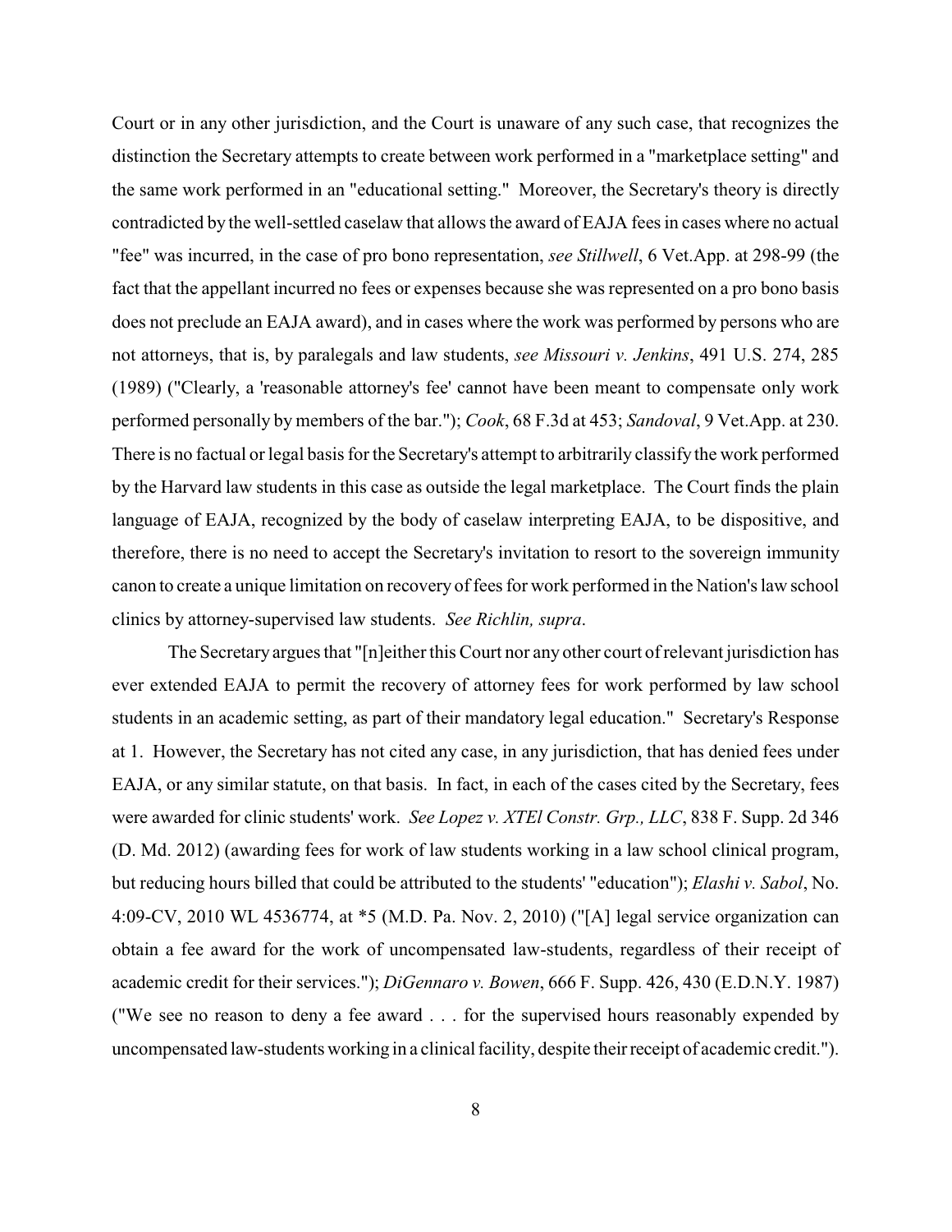Court or in any other jurisdiction, and the Court is unaware of any such case, that recognizes the distinction the Secretary attempts to create between work performed in a "marketplace setting" and the same work performed in an "educational setting." Moreover, the Secretary's theory is directly contradicted by the well-settled caselaw that allows the award of EAJA fees in cases where no actual "fee" was incurred, in the case of pro bono representation, *see Stillwell*, 6 Vet.App. at 298-99 (the fact that the appellant incurred no fees or expenses because she was represented on a pro bono basis does not preclude an EAJA award), and in cases where the work was performed by persons who are not attorneys, that is, by paralegals and law students, *see Missouri v. Jenkins*, 491 U.S. 274, 285 (1989) ("Clearly, a 'reasonable attorney's fee' cannot have been meant to compensate only work performed personally by members of the bar."); *Cook*, 68 F.3d at 453; *Sandoval*, 9 Vet.App. at 230. There is no factual or legal basis for the Secretary's attempt to arbitrarily classify the work performed by the Harvard law students in this case as outside the legal marketplace. The Court finds the plain language of EAJA, recognized by the body of caselaw interpreting EAJA, to be dispositive, and therefore, there is no need to accept the Secretary's invitation to resort to the sovereign immunity canon to create a unique limitation on recovery of fees for work performed in the Nation's law school clinics by attorney-supervised law students. *See Richlin, supra*.

The Secretary argues that "[n]either this Court nor any other court of relevant jurisdiction has ever extended EAJA to permit the recovery of attorney fees for work performed by law school students in an academic setting, as part of their mandatory legal education." Secretary's Response at 1. However, the Secretary has not cited any case, in any jurisdiction, that has denied fees under EAJA, or any similar statute, on that basis. In fact, in each of the cases cited by the Secretary, fees were awarded for clinic students' work. *See Lopez v. XTEl Constr. Grp., LLC*, 838 F. Supp. 2d 346 (D. Md. 2012) (awarding fees for work of law students working in a law school clinical program, but reducing hours billed that could be attributed to the students' "education"); *Elashi v. Sabol*, No. 4:09-CV, 2010 WL 4536774, at *5 (M.D. Pa. Nov. 2, 2010) ("[A] legal service organization can obtain a fee award for the work of uncompensated law-students, regardless of their receipt of academic credit for their services."); *DiGennaro v. Bowen*, 666 F. Supp. 426, 430 (E.D.N.Y. 1987) ("We see no reason to deny a fee award . . . for the supervised hours reasonably expended by uncompensated law-students working in a clinical facility, despite their receipt of academic credit.").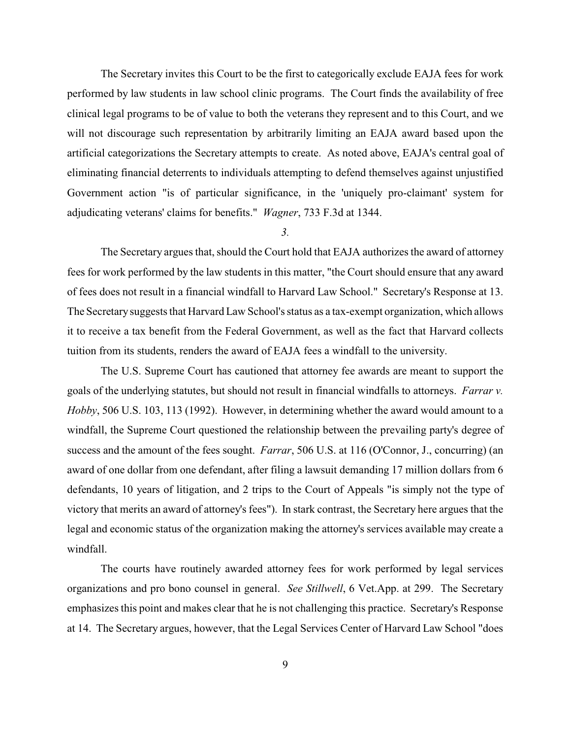The Secretary invites this Court to be the first to categorically exclude EAJA fees for work performed by law students in law school clinic programs. The Court finds the availability of free clinical legal programs to be of value to both the veterans they represent and to this Court, and we will not discourage such representation by arbitrarily limiting an EAJA award based upon the artificial categorizations the Secretary attempts to create. As noted above, EAJA's central goal of eliminating financial deterrents to individuals attempting to defend themselves against unjustified Government action "is of particular significance, in the 'uniquely pro-claimant' system for adjudicating veterans' claims for benefits." *Wagner*, 733 F.3d at 1344.

*3.*

The Secretary argues that, should the Court hold that EAJA authorizes the award of attorney fees for work performed by the law students in this matter, "the Court should ensure that any award of fees does not result in a financial windfall to Harvard Law School." Secretary's Response at 13. The Secretary suggests that Harvard Law School's status as a tax-exempt organization, which allows it to receive a tax benefit from the Federal Government, as well as the fact that Harvard collects tuition from its students, renders the award of EAJA fees a windfall to the university.

The U.S. Supreme Court has cautioned that attorney fee awards are meant to support the goals of the underlying statutes, but should not result in financial windfalls to attorneys. *Farrar v. Hobby*, 506 U.S. 103, 113 (1992). However, in determining whether the award would amount to a windfall, the Supreme Court questioned the relationship between the prevailing party's degree of success and the amount of the fees sought. *Farrar*, 506 U.S. at 116 (O'Connor, J., concurring) (an award of one dollar from one defendant, after filing a lawsuit demanding 17 million dollars from 6 defendants, 10 years of litigation, and 2 trips to the Court of Appeals "is simply not the type of victory that merits an award of attorney's fees"). In stark contrast, the Secretary here argues that the legal and economic status of the organization making the attorney's services available may create a windfall.

The courts have routinely awarded attorney fees for work performed by legal services organizations and pro bono counsel in general. *See Stillwell*, 6 Vet.App. at 299. The Secretary emphasizes this point and makes clear that he is not challenging this practice. Secretary's Response at 14. The Secretary argues, however, that the Legal Services Center of Harvard Law School "does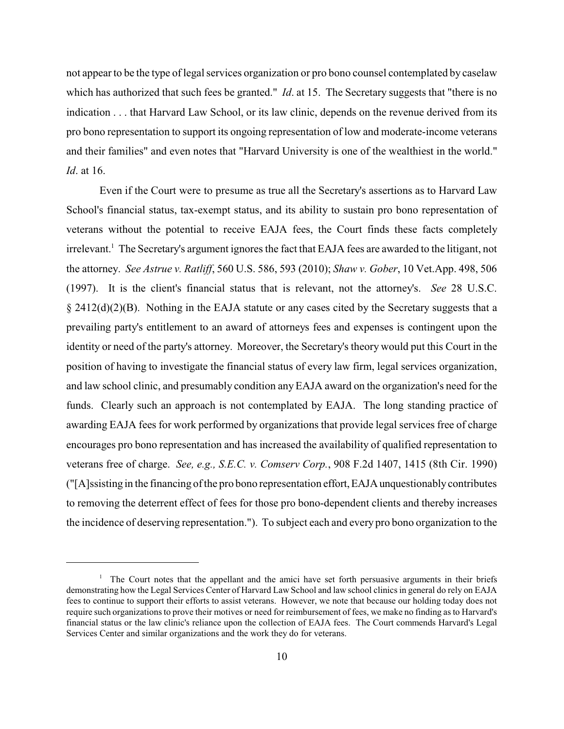not appear to be the type of legal services organization or pro bono counsel contemplated by caselaw which has authorized that such fees be granted." *Id*. at 15. The Secretary suggests that "there is no indication . . . that Harvard Law School, or its law clinic, depends on the revenue derived from its pro bono representation to support its ongoing representation of low and moderate-income veterans and their families" and even notes that "Harvard University is one of the wealthiest in the world." *Id*. at 16.

Even if the Court were to presume as true all the Secretary's assertions as to Harvard Law School's financial status, tax-exempt status, and its ability to sustain pro bono representation of veterans without the potential to receive EAJA fees, the Court finds these facts completely irrelevant.[1] The Secretary's argument ignores the fact that EAJA fees are awarded to the litigant, not the attorney. *See Astrue v. Ratliff*, 560 U.S. 586, 593 (2010); *Shaw v. Gober*, 10 Vet.App. 498, 506 (1997). It is the client's financial status that is relevant, not the attorney's. *See* 28 U.S.C. § 2412(d)(2)(B). Nothing in the EAJA statute or any cases cited by the Secretary suggests that a prevailing party's entitlement to an award of attorneys fees and expenses is contingent upon the identity or need of the party's attorney. Moreover, the Secretary's theory would put this Court in the position of having to investigate the financial status of every law firm, legal services organization, and law school clinic, and presumably condition any EAJA award on the organization's need for the funds. Clearly such an approach is not contemplated by EAJA. The long standing practice of awarding EAJA fees for work performed by organizations that provide legal services free of charge encourages pro bono representation and has increased the availability of qualified representation to veterans free of charge. *See, e.g., S.E.C. v. Comserv Corp.*, 908 F.2d 1407, 1415 (8th Cir. 1990) ("[A]ssisting in the financing of the pro bono representation effort, EAJA unquestionably contributes to removing the deterrent effect of fees for those pro bono-dependent clients and thereby increases the incidence of deserving representation."). To subject each and every pro bono organization to the

---

[1] The Court notes that the appellant and the amici have set forth persuasive arguments in their briefs demonstrating how the Legal Services Center of Harvard Law School and law school clinics in general do rely on EAJA fees to continue to support their efforts to assist veterans. However, we note that because our holding today does not require such organizations to prove their motives or need for reimbursement of fees, we make no finding as to Harvard's financial status or the law clinic's reliance upon the collection of EAJA fees. The Court commends Harvard's Legal Services Center and similar organizations and the work they do for veterans.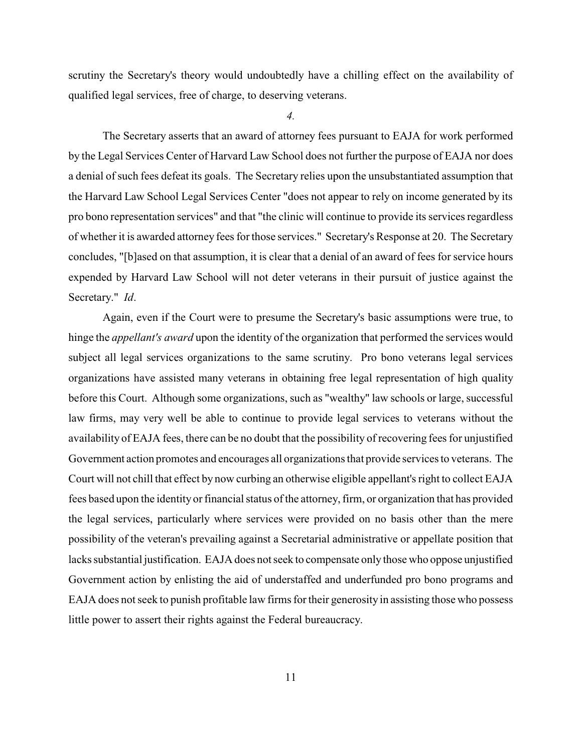scrutiny the Secretary's theory would undoubtedly have a chilling effect on the availability of qualified legal services, free of charge, to deserving veterans.

*4.*

The Secretary asserts that an award of attorney fees pursuant to EAJA for work performed by the Legal Services Center of Harvard Law School does not further the purpose of EAJA nor does a denial of such fees defeat its goals. The Secretary relies upon the unsubstantiated assumption that the Harvard Law School Legal Services Center "does not appear to rely on income generated by its pro bono representation services" and that "the clinic will continue to provide its services regardless of whether it is awarded attorney fees for those services." Secretary's Response at 20. The Secretary concludes, "[b]ased on that assumption, it is clear that a denial of an award of fees for service hours expended by Harvard Law School will not deter veterans in their pursuit of justice against the Secretary." *Id*.

Again, even if the Court were to presume the Secretary's basic assumptions were true, to hinge the *appellant's award* upon the identity of the organization that performed the services would subject all legal services organizations to the same scrutiny. Pro bono veterans legal services organizations have assisted many veterans in obtaining free legal representation of high quality before this Court. Although some organizations, such as "wealthy" law schools or large, successful law firms, may very well be able to continue to provide legal services to veterans without the availability of EAJA fees, there can be no doubt that the possibility of recovering fees for unjustified Government action promotes and encourages all organizations that provide services to veterans. The Court will not chill that effect by now curbing an otherwise eligible appellant's right to collect EAJA fees based upon the identity or financial status of the attorney, firm, or organization that has provided the legal services, particularly where services were provided on no basis other than the mere possibility of the veteran's prevailing against a Secretarial administrative or appellate position that lacks substantial justification. EAJA does not seek to compensate only those who oppose unjustified Government action by enlisting the aid of understaffed and underfunded pro bono programs and EAJA does not seek to punish profitable law firms for their generosity in assisting those who possess little power to assert their rights against the Federal bureaucracy.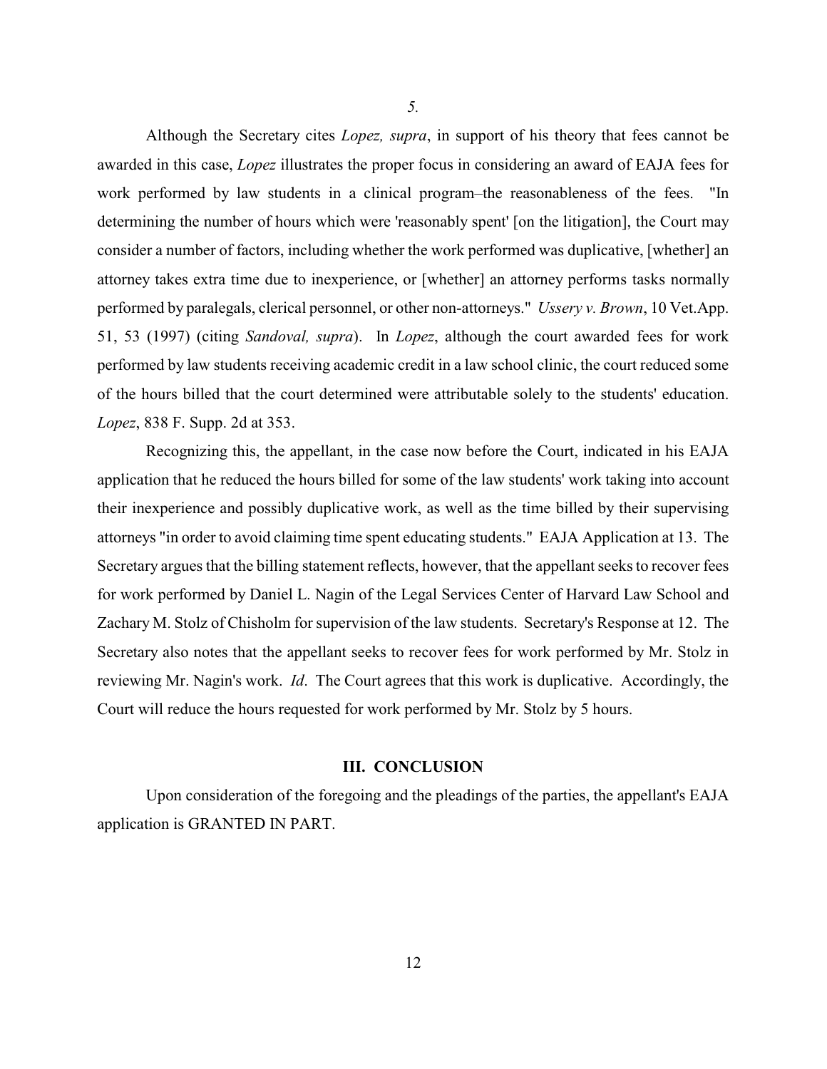*5.*

Although the Secretary cites *Lopez, supra*, in support of his theory that fees cannot be awarded in this case, *Lopez* illustrates the proper focus in considering an award of EAJA fees for work performed by law students in a clinical program–the reasonableness of the fees. "In determining the number of hours which were 'reasonably spent' [on the litigation], the Court may consider a number of factors, including whether the work performed was duplicative, [whether] an attorney takes extra time due to inexperience, or [whether] an attorney performs tasks normally performed by paralegals, clerical personnel, or other non-attorneys." *Ussery v. Brown*, 10 Vet.App. 51, 53 (1997) (citing *Sandoval, supra*). In *Lopez*, although the court awarded fees for work performed by law students receiving academic credit in a law school clinic, the court reduced some of the hours billed that the court determined were attributable solely to the students' education. *Lopez*, 838 F. Supp. 2d at 353.

Recognizing this, the appellant, in the case now before the Court, indicated in his EAJA application that he reduced the hours billed for some of the law students' work taking into account their inexperience and possibly duplicative work, as well as the time billed by their supervising attorneys "in order to avoid claiming time spent educating students." EAJA Application at 13. The Secretary argues that the billing statement reflects, however, that the appellant seeks to recover fees for work performed by Daniel L. Nagin of the Legal Services Center of Harvard Law School and Zachary M. Stolz of Chisholm for supervision of the law students. Secretary's Response at 12. The Secretary also notes that the appellant seeks to recover fees for work performed by Mr. Stolz in reviewing Mr. Nagin's work. *Id*. The Court agrees that this work is duplicative. Accordingly, the Court will reduce the hours requested for work performed by Mr. Stolz by 5 hours.

## III. CONCLUSION

Upon consideration of the foregoing and the pleadings of the parties, the appellant's EAJA application is GRANTED IN PART.